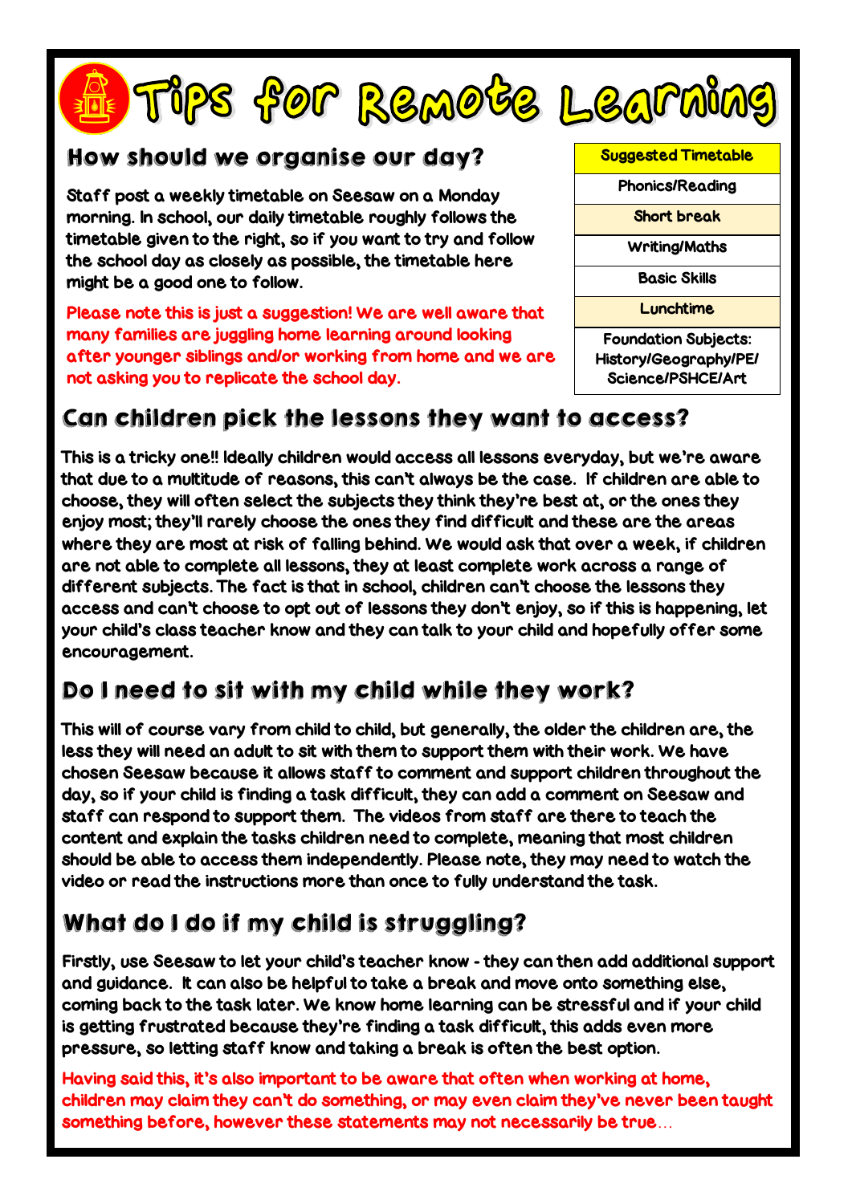# Tips for Remote Learning

## How should we organise our day?

Staff post a weekly timetable on Seesaw on a Monday morning. In school, our daily timetable roughly follows the timetable given to the right, so if you want to try and follow the school day as closely as possible, the timetable here might be a good one to follow.

Please note this is just a suggestion! We are well aware that many families are juggling home learning around looking after younger siblings and/or working from home and we are not asking you to replicate the school day.

| Suggested Timetable |
|---|
| Phonics/Reading |
| Short break |
| Writing/Maths |
| Basic Skills |
| Lunchtime |
| Foundation Subjects: History/Geography/PE/ Science/PSHCE/Art |

## Can children pick the lessons they want to access?

This is a tricky one!! Ideally children would access all lessons everyday, but we're aware that due to a multitude of reasons, this can't always be the case. If children are able to choose, they will often select the subjects they think they're best at, or the ones they enjoy most; they'll rarely choose the ones they find difficult and these are the areas where they are most at risk of falling behind. We would ask that over a week, if children are not able to complete all lessons, they at least complete work across a range of different subjects. The fact is that in school, children can't choose the lessons they access and can't choose to opt out of lessons they don't enjoy, so if this is happening, let your child's class teacher know and they can talk to your child and hopefully offer some encouragement.

## Do I need to sit with my child while they work?

This will of course vary from child to child, but generally, the older the children are, the less they will need an adult to sit with them to support them with their work. We have chosen Seesaw because it allows staff to comment and support children throughout the day, so if your child is finding a task difficult, they can add a comment on Seesaw and staff can respond to support them. The videos from staff are there to teach the content and explain the tasks children need to complete, meaning that most children should be able to access them independently. Please note, they may need to watch the video or read the instructions more than once to fully understand the task.

## What do I do if my child is struggling?

Firstly, use Seesaw to let your child's teacher know - they can then add additional support and guidance. It can also be helpful to take a break and move onto something else, coming back to the task later. We know home learning can be stressful and if your child is getting frustrated because they're finding a task difficult, this adds even more pressure, so letting staff know and taking a break is often the best option.

Having said this, it's also important to be aware that often when working at home, children may claim they can't do something, or may even claim they've never been taught something before, however these statements may not necessarily be true…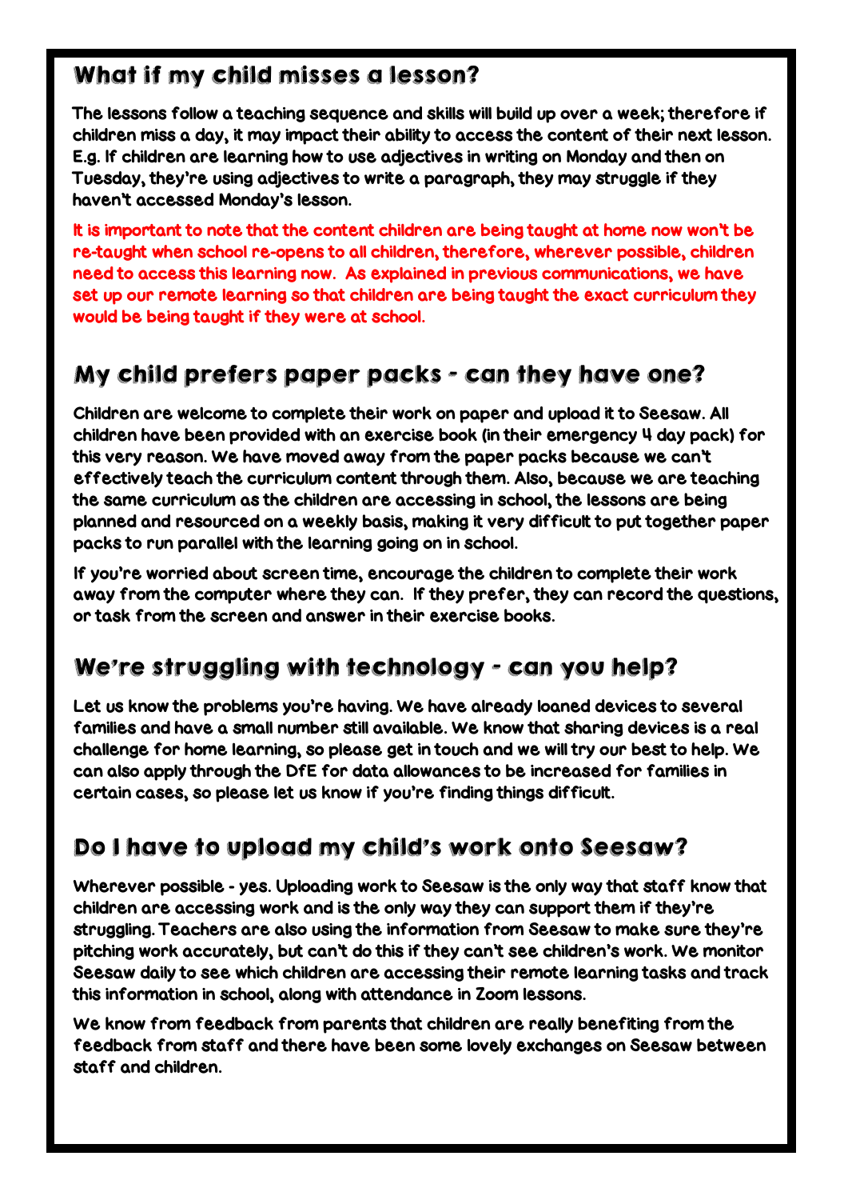## What if my child misses a lesson?

The lessons follow a teaching sequence and skills will build up over a week; therefore if children miss a day, it may impact their ability to access the content of their next lesson. E.g. If children are learning how to use adjectives in writing on Monday and then on Tuesday, they're using adjectives to write a paragraph, they may struggle if they haven't accessed Monday's lesson.

It is important to note that the content children are being taught at home now won't be re-taught when school re-opens to all children, therefore, wherever possible, children need to access this learning now. As explained in previous communications, we have set up our remote learning so that children are being taught the exact curriculum they would be being taught if they were at school.

## My child prefers paper packs - can they have one?

Children are welcome to complete their work on paper and upload it to Seesaw. All children have been provided with an exercise book (in their emergency 4 day pack) for this very reason. We have moved away from the paper packs because we can't effectively teach the curriculum content through them. Also, because we are teaching the same curriculum as the children are accessing in school, the lessons are being planned and resourced on a weekly basis, making it very difficult to put together paper packs to run parallel with the learning going on in school.

If you're worried about screen time, encourage the children to complete their work away from the computer where they can. If they prefer, they can record the questions, or task from the screen and answer in their exercise books.

## We're struggling with technology - can you help?

Let us know the problems you're having. We have already loaned devices to several families and have a small number still available. We know that sharing devices is a real challenge for home learning, so please get in touch and we will try our best to help. We can also apply through the DfE for data allowances to be increased for families in certain cases, so please let us know if you're finding things difficult.

## Do I have to upload my child's work onto Seesaw?

Wherever possible - yes. Uploading work to Seesaw is the only way that staff know that children are accessing work and is the only way they can support them if they're struggling. Teachers are also using the information from Seesaw to make sure they're pitching work accurately, but can't do this if they can't see children's work. We monitor Seesaw daily to see which children are accessing their remote learning tasks and track this information in school, along with attendance in Zoom lessons.

We know from feedback from parents that children are really benefiting from the feedback from staff and there have been some lovely exchanges on Seesaw between staff and children.